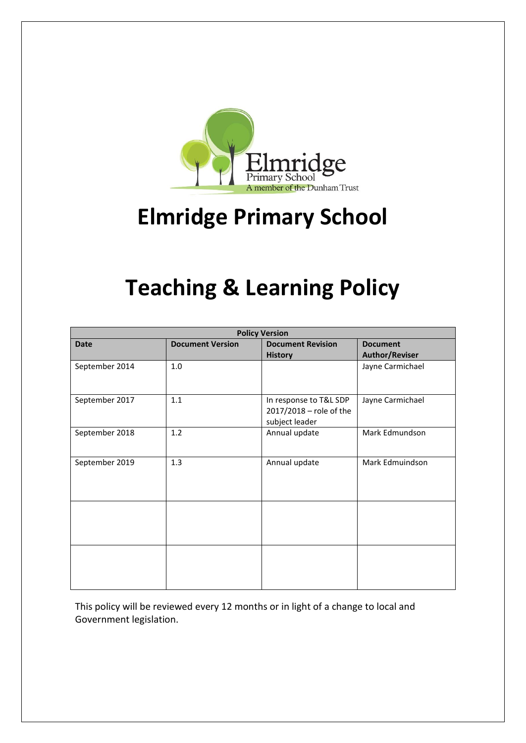# Elmridge Primary School

# Teaching & Learning Policy

| Policy Version | | | |
|---|---|---|---|
| **Date** | **Document Version** | **Document Revision History** | **Document Author/Reviser** |
| September 2014 | 1.0 | | Jayne Carmichael |
| September 2017 | 1.1 | In response to T&L SDP 2017/2018 – role of the subject leader | Jayne Carmichael |
| September 2018 | 1.2 | Annual update | Mark Edmundson |
| September 2019 | 1.3 | Annual update | Mark Edmuindson |
| | | | |
| | | | |

This policy will be reviewed every 12 months or in light of a change to local and Government legislation.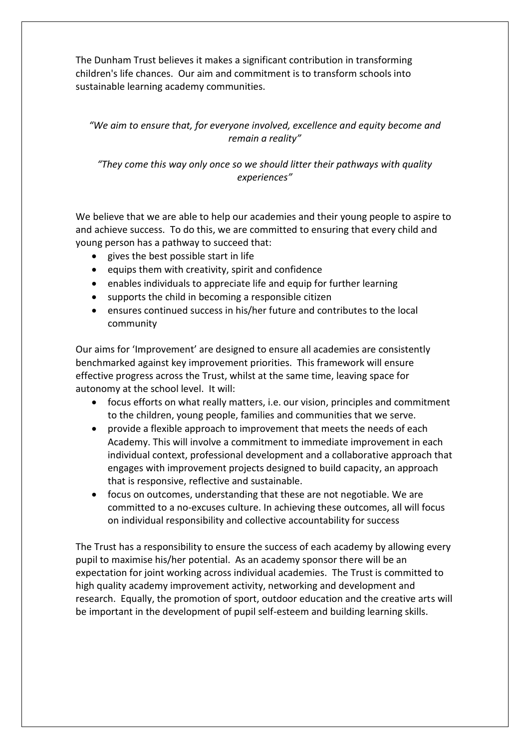The Dunham Trust believes it makes a significant contribution in transforming children's life chances. Our aim and commitment is to transform schools into sustainable learning academy communities.

*"We aim to ensure that, for everyone involved, excellence and equity become and remain a reality"*

*"They come this way only once so we should litter their pathways with quality experiences"*

We believe that we are able to help our academies and their young people to aspire to and achieve success. To do this, we are committed to ensuring that every child and young person has a pathway to succeed that:

- gives the best possible start in life
- equips them with creativity, spirit and confidence
- enables individuals to appreciate life and equip for further learning
- supports the child in becoming a responsible citizen
- ensures continued success in his/her future and contributes to the local community

Our aims for 'Improvement' are designed to ensure all academies are consistently benchmarked against key improvement priorities. This framework will ensure effective progress across the Trust, whilst at the same time, leaving space for autonomy at the school level. It will:

- focus efforts on what really matters, i.e. our vision, principles and commitment to the children, young people, families and communities that we serve.
- provide a flexible approach to improvement that meets the needs of each Academy. This will involve a commitment to immediate improvement in each individual context, professional development and a collaborative approach that engages with improvement projects designed to build capacity, an approach that is responsive, reflective and sustainable.
- focus on outcomes, understanding that these are not negotiable. We are committed to a no-excuses culture. In achieving these outcomes, all will focus on individual responsibility and collective accountability for success

The Trust has a responsibility to ensure the success of each academy by allowing every pupil to maximise his/her potential. As an academy sponsor there will be an expectation for joint working across individual academies. The Trust is committed to high quality academy improvement activity, networking and development and research. Equally, the promotion of sport, outdoor education and the creative arts will be important in the development of pupil self-esteem and building learning skills.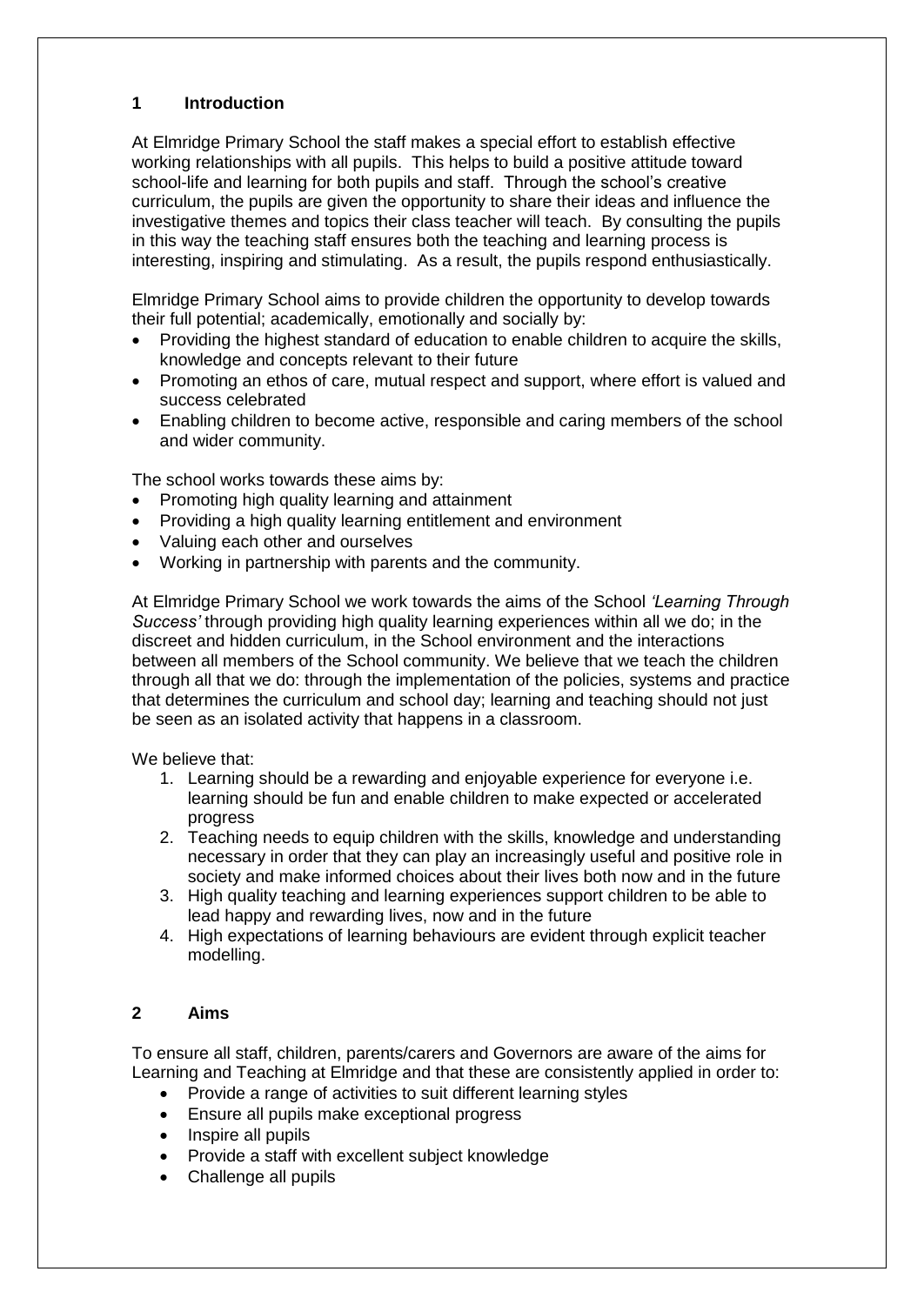## 1 Introduction

At Elmridge Primary School the staff makes a special effort to establish effective working relationships with all pupils. This helps to build a positive attitude toward school-life and learning for both pupils and staff. Through the school's creative curriculum, the pupils are given the opportunity to share their ideas and influence the investigative themes and topics their class teacher will teach. By consulting the pupils in this way the teaching staff ensures both the teaching and learning process is interesting, inspiring and stimulating. As a result, the pupils respond enthusiastically.

Elmridge Primary School aims to provide children the opportunity to develop towards their full potential; academically, emotionally and socially by:

- Providing the highest standard of education to enable children to acquire the skills, knowledge and concepts relevant to their future
- Promoting an ethos of care, mutual respect and support, where effort is valued and success celebrated
- Enabling children to become active, responsible and caring members of the school and wider community.

The school works towards these aims by:

- Promoting high quality learning and attainment
- Providing a high quality learning entitlement and environment
- Valuing each other and ourselves
- Working in partnership with parents and the community.

At Elmridge Primary School we work towards the aims of the School *'Learning Through Success'* through providing high quality learning experiences within all we do; in the discreet and hidden curriculum, in the School environment and the interactions between all members of the School community. We believe that we teach the children through all that we do: through the implementation of the policies, systems and practice that determines the curriculum and school day; learning and teaching should not just be seen as an isolated activity that happens in a classroom.

We believe that:

1. Learning should be a rewarding and enjoyable experience for everyone i.e. learning should be fun and enable children to make expected or accelerated progress
2. Teaching needs to equip children with the skills, knowledge and understanding necessary in order that they can play an increasingly useful and positive role in society and make informed choices about their lives both now and in the future
3. High quality teaching and learning experiences support children to be able to lead happy and rewarding lives, now and in the future
4. High expectations of learning behaviours are evident through explicit teacher modelling.

## 2 Aims

To ensure all staff, children, parents/carers and Governors are aware of the aims for Learning and Teaching at Elmridge and that these are consistently applied in order to:

- Provide a range of activities to suit different learning styles
- Ensure all pupils make exceptional progress
- Inspire all pupils
- Provide a staff with excellent subject knowledge
- Challenge all pupils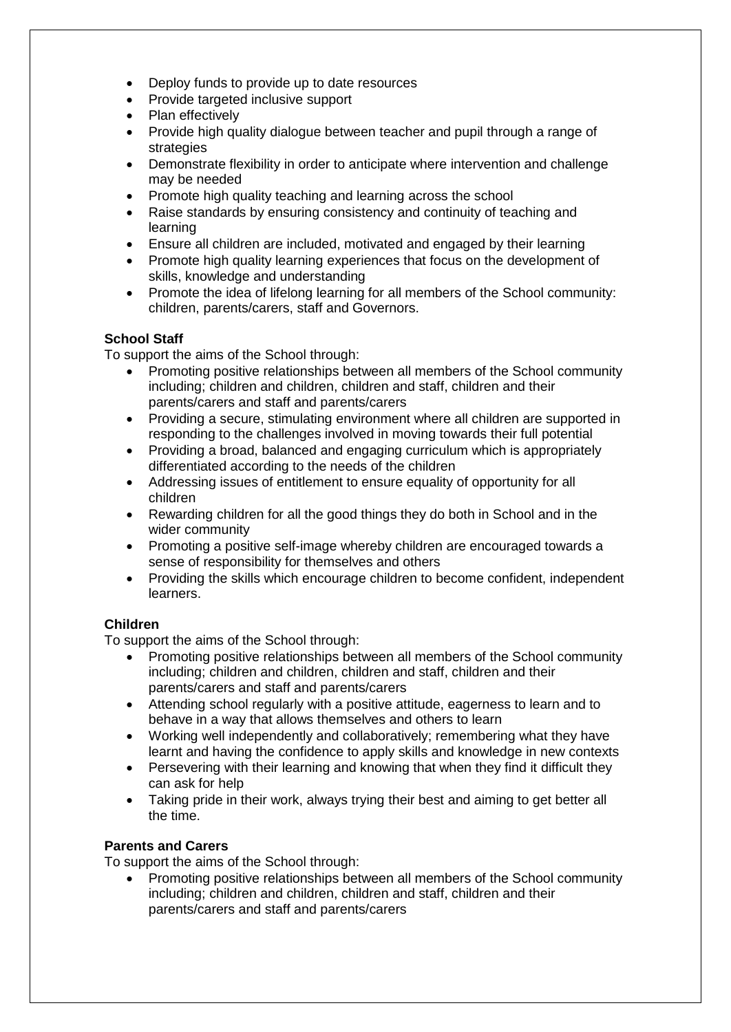- Deploy funds to provide up to date resources
- Provide targeted inclusive support
- Plan effectively
- Provide high quality dialogue between teacher and pupil through a range of strategies
- Demonstrate flexibility in order to anticipate where intervention and challenge may be needed
- Promote high quality teaching and learning across the school
- Raise standards by ensuring consistency and continuity of teaching and learning
- Ensure all children are included, motivated and engaged by their learning
- Promote high quality learning experiences that focus on the development of skills, knowledge and understanding
- Promote the idea of lifelong learning for all members of the School community: children, parents/carers, staff and Governors.

**School Staff**

To support the aims of the School through:

- Promoting positive relationships between all members of the School community including; children and children, children and staff, children and their parents/carers and staff and parents/carers
- Providing a secure, stimulating environment where all children are supported in responding to the challenges involved in moving towards their full potential
- Providing a broad, balanced and engaging curriculum which is appropriately differentiated according to the needs of the children
- Addressing issues of entitlement to ensure equality of opportunity for all children
- Rewarding children for all the good things they do both in School and in the wider community
- Promoting a positive self-image whereby children are encouraged towards a sense of responsibility for themselves and others
- Providing the skills which encourage children to become confident, independent learners.

**Children**

To support the aims of the School through:

- Promoting positive relationships between all members of the School community including; children and children, children and staff, children and their parents/carers and staff and parents/carers
- Attending school regularly with a positive attitude, eagerness to learn and to behave in a way that allows themselves and others to learn
- Working well independently and collaboratively; remembering what they have learnt and having the confidence to apply skills and knowledge in new contexts
- Persevering with their learning and knowing that when they find it difficult they can ask for help
- Taking pride in their work, always trying their best and aiming to get better all the time.

**Parents and Carers**

To support the aims of the School through:

- Promoting positive relationships between all members of the School community including; children and children, children and staff, children and their parents/carers and staff and parents/carers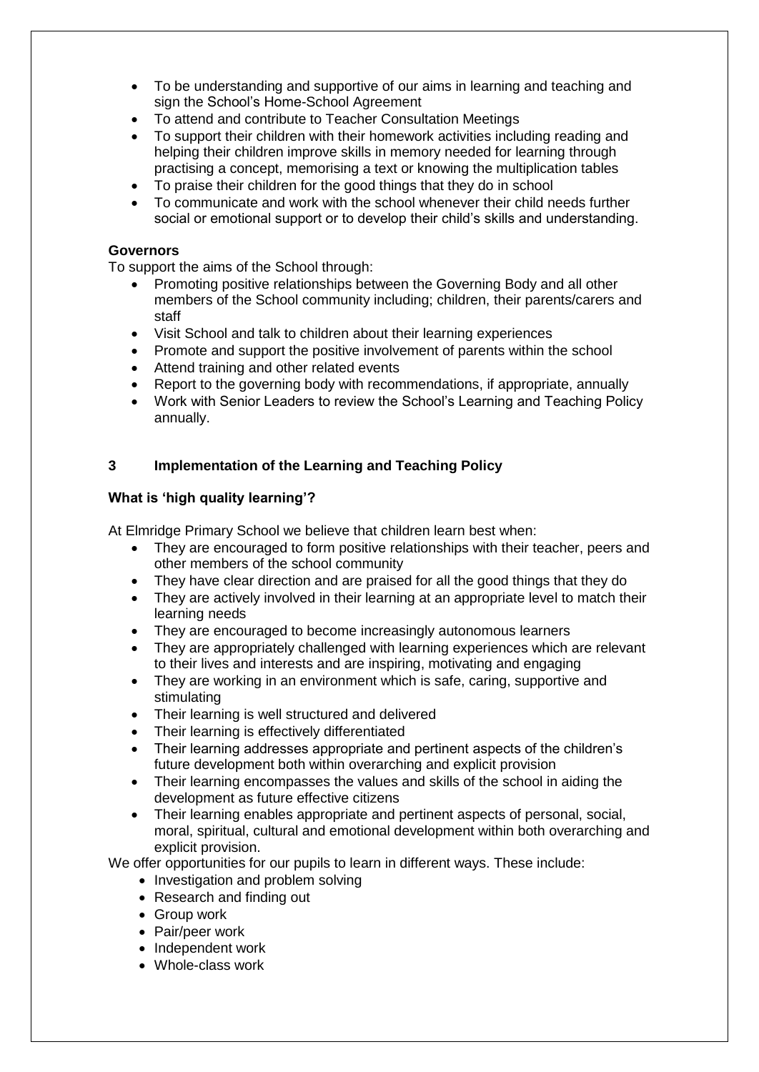- To be understanding and supportive of our aims in learning and teaching and sign the School's Home-School Agreement
- To attend and contribute to Teacher Consultation Meetings
- To support their children with their homework activities including reading and helping their children improve skills in memory needed for learning through practising a concept, memorising a text or knowing the multiplication tables
- To praise their children for the good things that they do in school
- To communicate and work with the school whenever their child needs further social or emotional support or to develop their child's skills and understanding.

**Governors**

To support the aims of the School through:

- Promoting positive relationships between the Governing Body and all other members of the School community including; children, their parents/carers and staff
- Visit School and talk to children about their learning experiences
- Promote and support the positive involvement of parents within the school
- Attend training and other related events
- Report to the governing body with recommendations, if appropriate, annually
- Work with Senior Leaders to review the School's Learning and Teaching Policy annually.

## 3 Implementation of the Learning and Teaching Policy

**What is 'high quality learning'?**

At Elmridge Primary School we believe that children learn best when:

- They are encouraged to form positive relationships with their teacher, peers and other members of the school community
- They have clear direction and are praised for all the good things that they do
- They are actively involved in their learning at an appropriate level to match their learning needs
- They are encouraged to become increasingly autonomous learners
- They are appropriately challenged with learning experiences which are relevant to their lives and interests and are inspiring, motivating and engaging
- They are working in an environment which is safe, caring, supportive and stimulating
- Their learning is well structured and delivered
- Their learning is effectively differentiated
- Their learning addresses appropriate and pertinent aspects of the children's future development both within overarching and explicit provision
- Their learning encompasses the values and skills of the school in aiding the development as future effective citizens
- Their learning enables appropriate and pertinent aspects of personal, social, moral, spiritual, cultural and emotional development within both overarching and explicit provision.

We offer opportunities for our pupils to learn in different ways. These include:

- Investigation and problem solving
- Research and finding out
- Group work
- Pair/peer work
- Independent work
- Whole-class work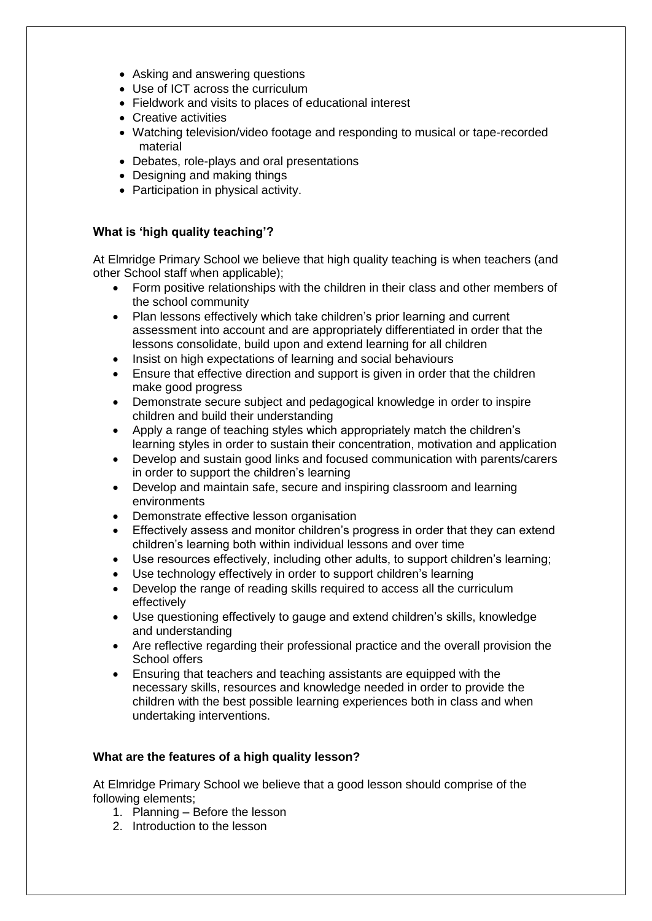- Asking and answering questions
- Use of ICT across the curriculum
- Fieldwork and visits to places of educational interest
- Creative activities
- Watching television/video footage and responding to musical or tape-recorded material
- Debates, role-plays and oral presentations
- Designing and making things
- Participation in physical activity.

### What is 'high quality teaching'?

At Elmridge Primary School we believe that high quality teaching is when teachers (and other School staff when applicable);

- Form positive relationships with the children in their class and other members of the school community
- Plan lessons effectively which take children's prior learning and current assessment into account and are appropriately differentiated in order that the lessons consolidate, build upon and extend learning for all children
- Insist on high expectations of learning and social behaviours
- Ensure that effective direction and support is given in order that the children make good progress
- Demonstrate secure subject and pedagogical knowledge in order to inspire children and build their understanding
- Apply a range of teaching styles which appropriately match the children's learning styles in order to sustain their concentration, motivation and application
- Develop and sustain good links and focused communication with parents/carers in order to support the children's learning
- Develop and maintain safe, secure and inspiring classroom and learning environments
- Demonstrate effective lesson organisation
- Effectively assess and monitor children's progress in order that they can extend children's learning both within individual lessons and over time
- Use resources effectively, including other adults, to support children's learning;
- Use technology effectively in order to support children's learning
- Develop the range of reading skills required to access all the curriculum effectively
- Use questioning effectively to gauge and extend children's skills, knowledge and understanding
- Are reflective regarding their professional practice and the overall provision the School offers
- Ensuring that teachers and teaching assistants are equipped with the necessary skills, resources and knowledge needed in order to provide the children with the best possible learning experiences both in class and when undertaking interventions.

### What are the features of a high quality lesson?

At Elmridge Primary School we believe that a good lesson should comprise of the following elements;

1. Planning – Before the lesson
2. Introduction to the lesson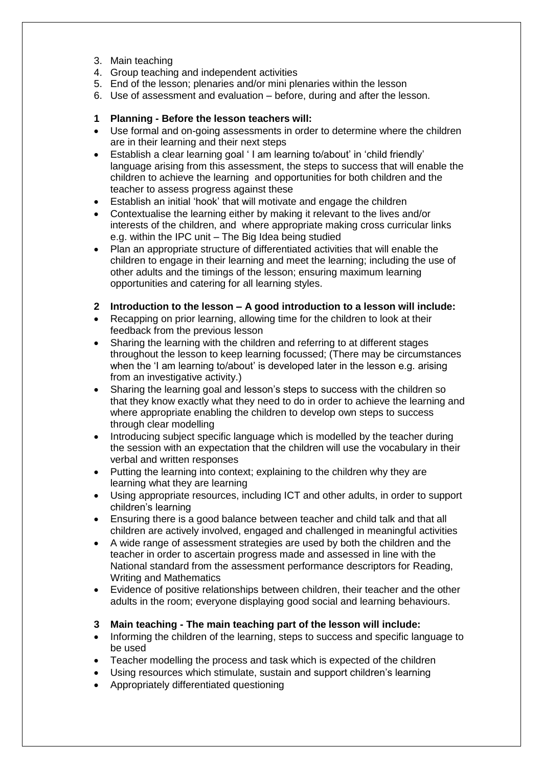3. Main teaching
4. Group teaching and independent activities
5. End of the lesson; plenaries and/or mini plenaries within the lesson
6. Use of assessment and evaluation – before, during and after the lesson.

**1 Planning - Before the lesson teachers will:**

- Use formal and on-going assessments in order to determine where the children are in their learning and their next steps
- Establish a clear learning goal ' I am learning to/about' in 'child friendly' language arising from this assessment, the steps to success that will enable the children to achieve the learning and opportunities for both children and the teacher to assess progress against these
- Establish an initial 'hook' that will motivate and engage the children
- Contextualise the learning either by making it relevant to the lives and/or interests of the children, and where appropriate making cross curricular links e.g. within the IPC unit – The Big Idea being studied
- Plan an appropriate structure of differentiated activities that will enable the children to engage in their learning and meet the learning; including the use of other adults and the timings of the lesson; ensuring maximum learning opportunities and catering for all learning styles.

**2 Introduction to the lesson – A good introduction to a lesson will include:**

- Recapping on prior learning, allowing time for the children to look at their feedback from the previous lesson
- Sharing the learning with the children and referring to at different stages throughout the lesson to keep learning focussed; (There may be circumstances when the 'I am learning to/about' is developed later in the lesson e.g. arising from an investigative activity.)
- Sharing the learning goal and lesson's steps to success with the children so that they know exactly what they need to do in order to achieve the learning and where appropriate enabling the children to develop own steps to success through clear modelling
- Introducing subject specific language which is modelled by the teacher during the session with an expectation that the children will use the vocabulary in their verbal and written responses
- Putting the learning into context; explaining to the children why they are learning what they are learning
- Using appropriate resources, including ICT and other adults, in order to support children's learning
- Ensuring there is a good balance between teacher and child talk and that all children are actively involved, engaged and challenged in meaningful activities
- A wide range of assessment strategies are used by both the children and the teacher in order to ascertain progress made and assessed in line with the National standard from the assessment performance descriptors for Reading, Writing and Mathematics
- Evidence of positive relationships between children, their teacher and the other adults in the room; everyone displaying good social and learning behaviours.

**3 Main teaching - The main teaching part of the lesson will include:**

- Informing the children of the learning, steps to success and specific language to be used
- Teacher modelling the process and task which is expected of the children
- Using resources which stimulate, sustain and support children's learning
- Appropriately differentiated questioning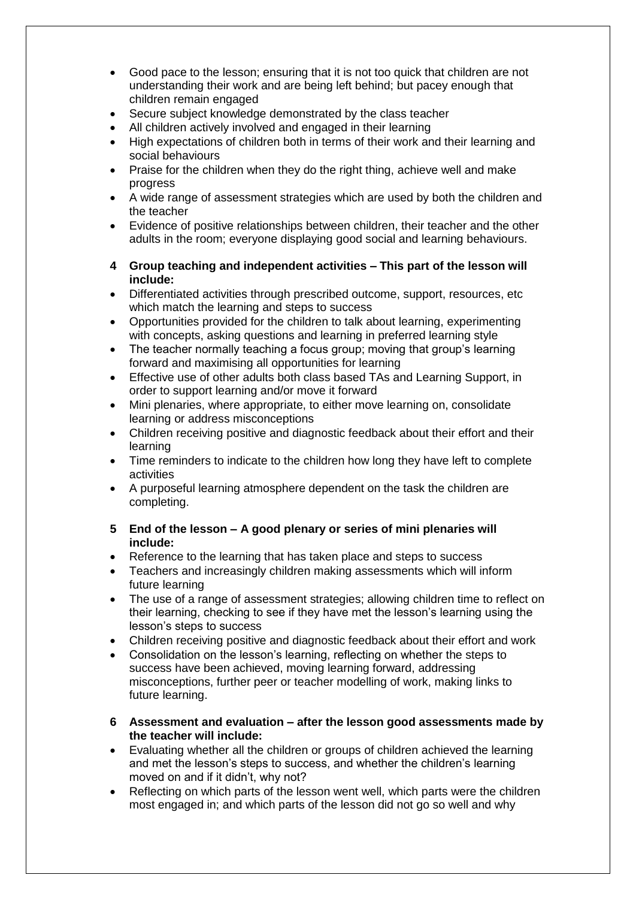- Good pace to the lesson; ensuring that it is not too quick that children are not understanding their work and are being left behind; but pacey enough that children remain engaged
- Secure subject knowledge demonstrated by the class teacher
- All children actively involved and engaged in their learning
- High expectations of children both in terms of their work and their learning and social behaviours
- Praise for the children when they do the right thing, achieve well and make progress
- A wide range of assessment strategies which are used by both the children and the teacher
- Evidence of positive relationships between children, their teacher and the other adults in the room; everyone displaying good social and learning behaviours.

**4 Group teaching and independent activities – This part of the lesson will include:**

- Differentiated activities through prescribed outcome, support, resources, etc which match the learning and steps to success
- Opportunities provided for the children to talk about learning, experimenting with concepts, asking questions and learning in preferred learning style
- The teacher normally teaching a focus group; moving that group's learning forward and maximising all opportunities for learning
- Effective use of other adults both class based TAs and Learning Support, in order to support learning and/or move it forward
- Mini plenaries, where appropriate, to either move learning on, consolidate learning or address misconceptions
- Children receiving positive and diagnostic feedback about their effort and their learning
- Time reminders to indicate to the children how long they have left to complete activities
- A purposeful learning atmosphere dependent on the task the children are completing.

**5 End of the lesson – A good plenary or series of mini plenaries will include:**

- Reference to the learning that has taken place and steps to success
- Teachers and increasingly children making assessments which will inform future learning
- The use of a range of assessment strategies; allowing children time to reflect on their learning, checking to see if they have met the lesson's learning using the lesson's steps to success
- Children receiving positive and diagnostic feedback about their effort and work
- Consolidation on the lesson's learning, reflecting on whether the steps to success have been achieved, moving learning forward, addressing misconceptions, further peer or teacher modelling of work, making links to future learning.

**6 Assessment and evaluation – after the lesson good assessments made by the teacher will include:**

- Evaluating whether all the children or groups of children achieved the learning and met the lesson's steps to success, and whether the children's learning moved on and if it didn't, why not?
- Reflecting on which parts of the lesson went well, which parts were the children most engaged in; and which parts of the lesson did not go so well and why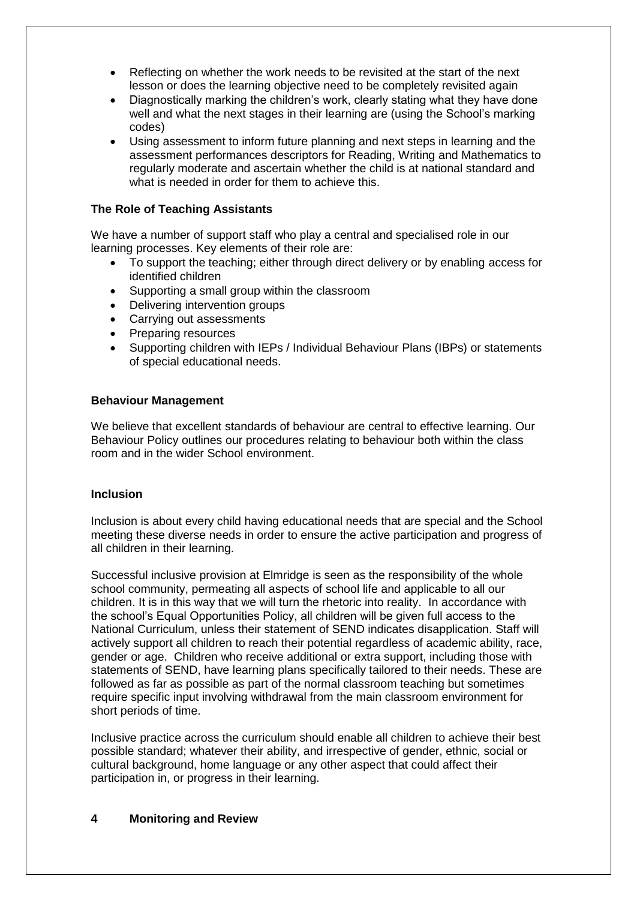- Reflecting on whether the work needs to be revisited at the start of the next lesson or does the learning objective need to be completely revisited again
- Diagnostically marking the children's work, clearly stating what they have done well and what the next stages in their learning are (using the School's marking codes)
- Using assessment to inform future planning and next steps in learning and the assessment performances descriptors for Reading, Writing and Mathematics to regularly moderate and ascertain whether the child is at national standard and what is needed in order for them to achieve this.

**The Role of Teaching Assistants**

We have a number of support staff who play a central and specialised role in our learning processes. Key elements of their role are:

- To support the teaching; either through direct delivery or by enabling access for identified children
- Supporting a small group within the classroom
- Delivering intervention groups
- Carrying out assessments
- Preparing resources
- Supporting children with IEPs / Individual Behaviour Plans (IBPs) or statements of special educational needs.

**Behaviour Management**

We believe that excellent standards of behaviour are central to effective learning. Our Behaviour Policy outlines our procedures relating to behaviour both within the class room and in the wider School environment.

**Inclusion**

Inclusion is about every child having educational needs that are special and the School meeting these diverse needs in order to ensure the active participation and progress of all children in their learning.

Successful inclusive provision at Elmridge is seen as the responsibility of the whole school community, permeating all aspects of school life and applicable to all our children. It is in this way that we will turn the rhetoric into reality. In accordance with the school's Equal Opportunities Policy, all children will be given full access to the National Curriculum, unless their statement of SEND indicates disapplication. Staff will actively support all children to reach their potential regardless of academic ability, race, gender or age. Children who receive additional or extra support, including those with statements of SEND, have learning plans specifically tailored to their needs. These are followed as far as possible as part of the normal classroom teaching but sometimes require specific input involving withdrawal from the main classroom environment for short periods of time.

Inclusive practice across the curriculum should enable all children to achieve their best possible standard; whatever their ability, and irrespective of gender, ethnic, social or cultural background, home language or any other aspect that could affect their participation in, or progress in their learning.

## 4 Monitoring and Review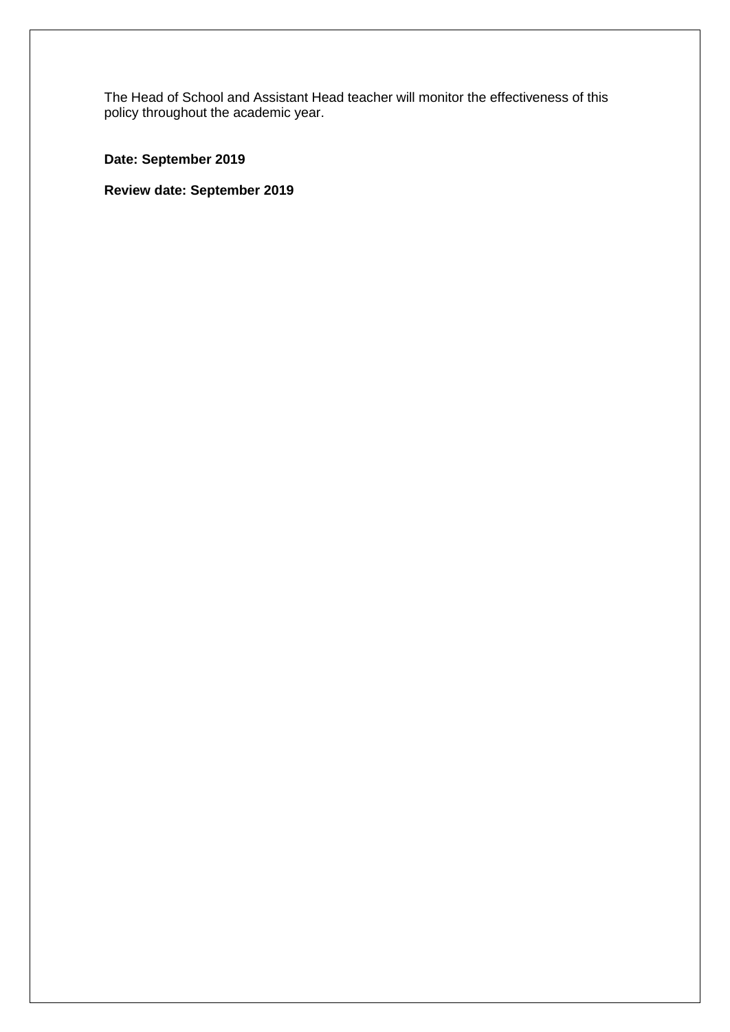The Head of School and Assistant Head teacher will monitor the effectiveness of this policy throughout the academic year.

**Date: September 2019**

**Review date: September 2019**